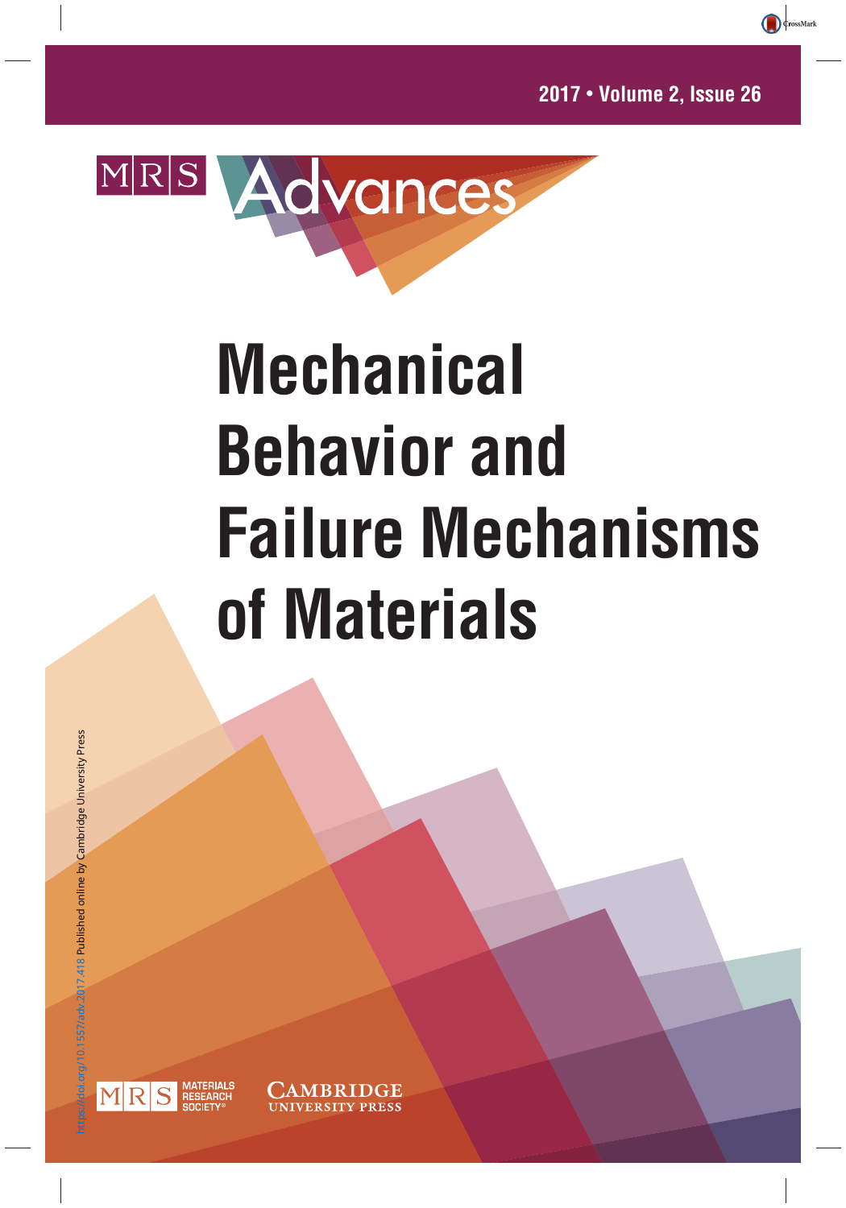2017 • Volume 2, Issue 26

MRS Advances

# Mechanical Behavior and Failure Mechanisms of Materials

https://doi.org/10.1557/adv.2017.418 Published online by Cambridge University Press

MRS MATERIALS RESEARCH SOCIETY®

CAMBRIDGE UNIVERSITY PRESS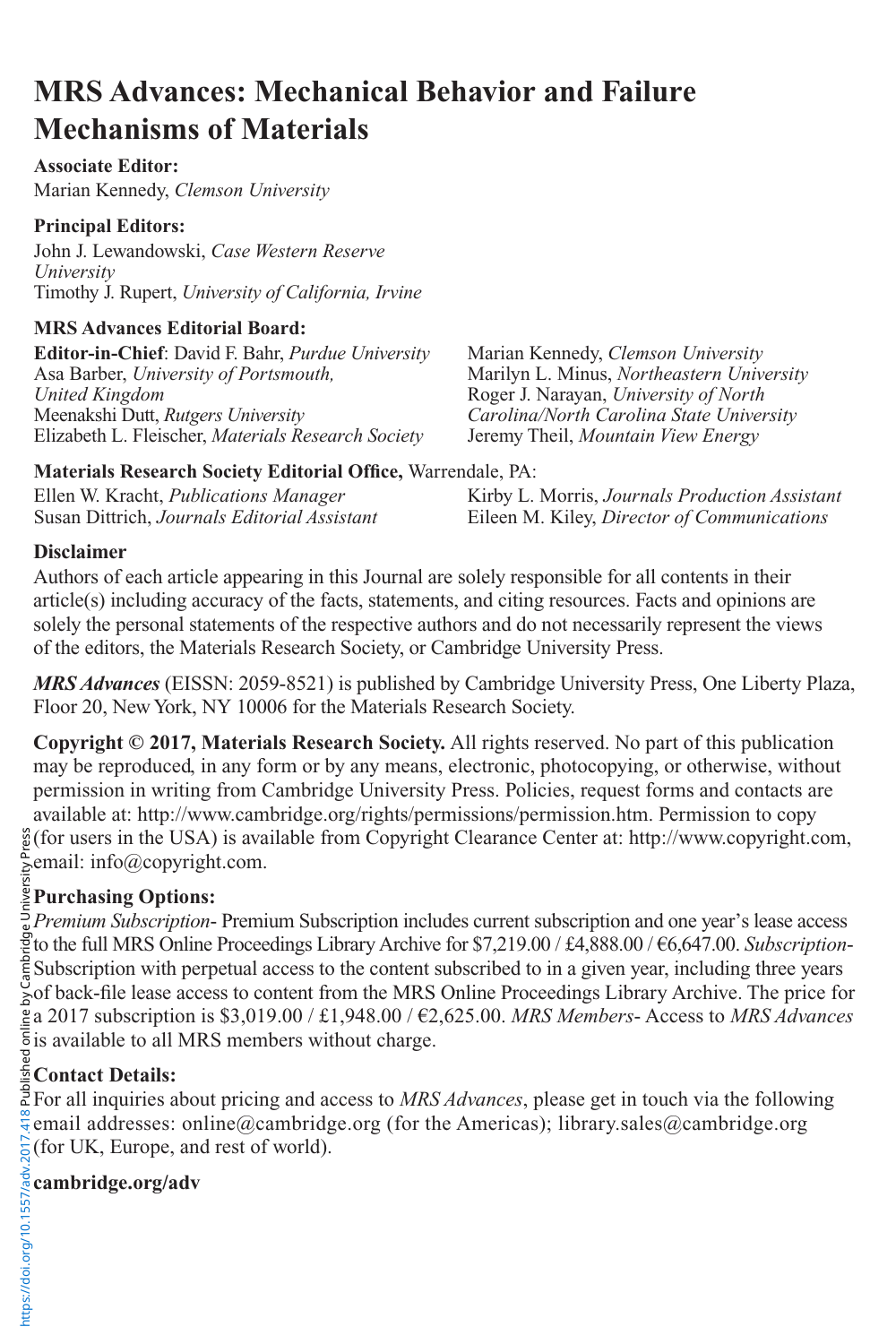# MRS Advances: Mechanical Behavior and Failure Mechanisms of Materials

**Associate Editor:**
Marian Kennedy, *Clemson University*

**Principal Editors:**
John J. Lewandowski, *Case Western Reserve University*
Timothy J. Rupert, *University of California, Irvine*

**MRS Advances Editorial Board:**

**Editor-in-Chief**: David F. Bahr, *Purdue University*
Asa Barber, *University of Portsmouth, United Kingdom*
Meenakshi Dutt, *Rutgers University*
Elizabeth L. Fleischer, *Materials Research Society*
Marian Kennedy, *Clemson University*
Marilyn L. Minus, *Northeastern University*
Roger J. Narayan, *University of North Carolina/North Carolina State University*
Jeremy Theil, *Mountain View Energy*

**Materials Research Society Editorial Office,** Warrendale, PA:

Ellen W. Kracht, *Publications Manager*
Susan Dittrich, *Journals Editorial Assistant*
Kirby L. Morris, *Journals Production Assistant*
Eileen M. Kiley, *Director of Communications*

**Disclaimer**

Authors of each article appearing in this Journal are solely responsible for all contents in their article(s) including accuracy of the facts, statements, and citing resources. Facts and opinions are solely the personal statements of the respective authors and do not necessarily represent the views of the editors, the Materials Research Society, or Cambridge University Press.

***MRS Advances*** (EISSN: 2059-8521) is published by Cambridge University Press, One Liberty Plaza, Floor 20, New York, NY 10006 for the Materials Research Society.

**Copyright © 2017, Materials Research Society.** All rights reserved. No part of this publication may be reproduced, in any form or by any means, electronic, photocopying, or otherwise, without permission in writing from Cambridge University Press. Policies, request forms and contacts are available at: http://www.cambridge.org/rights/permissions/permission.htm. Permission to copy (for users in the USA) is available from Copyright Clearance Center at: http://www.copyright.com, email: info@copyright.com.

**Purchasing Options:**

*Premium Subscription*- Premium Subscription includes current subscription and one year's lease access to the full MRS Online Proceedings Library Archive for $7,219.00 / £4,888.00 / €6,647.00. *Subscription*- Subscription with perpetual access to the content subscribed to in a given year, including three years of back-file lease access to content from the MRS Online Proceedings Library Archive. The price for a 2017 subscription is $3,019.00 / £1,948.00 / €2,625.00. *MRS Members*- Access to *MRS Advances* is available to all MRS members without charge.

**Contact Details:**

For all inquiries about pricing and access to *MRS Advances*, please get in touch via the following email addresses: online@cambridge.org (for the Americas); library.sales@cambridge.org (for UK, Europe, and rest of world).

**cambridge.org/adv**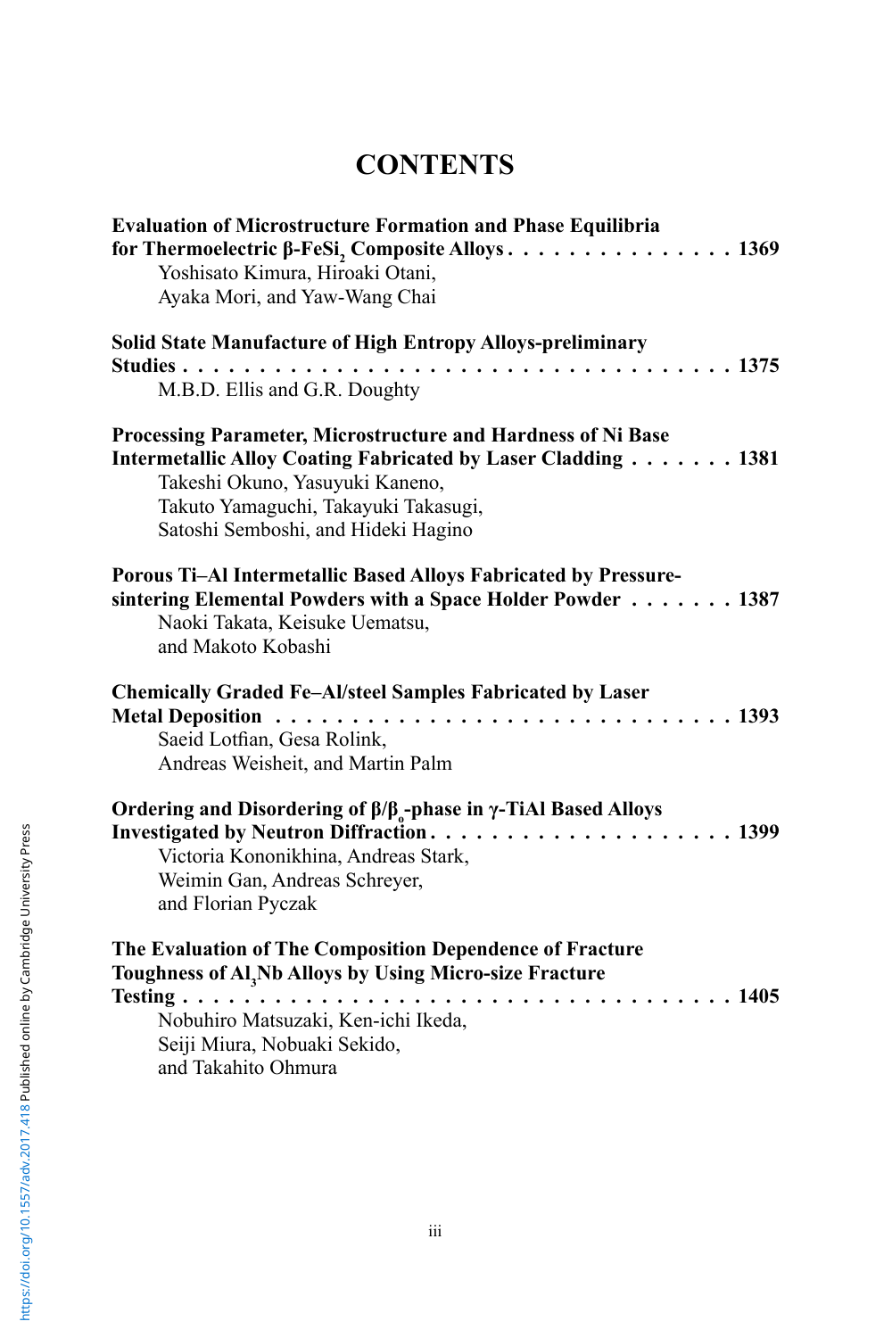# CONTENTS

**Evaluation of Microstructure Formation and Phase Equilibria for Thermoelectric β-$FeSi_2$ Composite Alloys . . . . . . . . . . . . . . . 1369**
Yoshisato Kimura, Hiroaki Otani,
Ayaka Mori, and Yaw-Wang Chai

**Solid State Manufacture of High Entropy Alloys-preliminary Studies . . . . . . . . . . . . . . . . . . . . . . . . . . . . . . . . . . . . . 1375**
M.B.D. Ellis and G.R. Doughty

**Processing Parameter, Microstructure and Hardness of Ni Base Intermetallic Alloy Coating Fabricated by Laser Cladding . . . . . . . 1381**
Takeshi Okuno, Yasuyuki Kaneno,
Takuto Yamaguchi, Takayuki Takasugi,
Satoshi Semboshi, and Hideki Hagino

**Porous Ti–Al Intermetallic Based Alloys Fabricated by Pressure-sintering Elemental Powders with a Space Holder Powder . . . . . . . 1387**
Naoki Takata, Keisuke Uematsu,
and Makoto Kobashi

**Chemically Graded Fe–Al/steel Samples Fabricated by Laser Metal Deposition . . . . . . . . . . . . . . . . . . . . . . . . . . . . . 1393**
Saeid Lotfian, Gesa Rolink,
Andreas Weisheit, and Martin Palm

**Ordering and Disordering of β/$β_o$-phase in γ-TiAl Based Alloys Investigated by Neutron Diffraction . . . . . . . . . . . . . . . . . . . . 1399**
Victoria Kononikhina, Andreas Stark,
Weimin Gan, Andreas Schreyer,
and Florian Pyczak

**The Evaluation of The Composition Dependence of Fracture Toughness of $Al_3Nb$ Alloys by Using Micro-size Fracture Testing . . . . . . . . . . . . . . . . . . . . . . . . . . . . . . . . . . . . . 1405**
Nobuhiro Matsuzaki, Ken-ichi Ikeda,
Seiji Miura, Nobuaki Sekido,
and Takahito Ohmura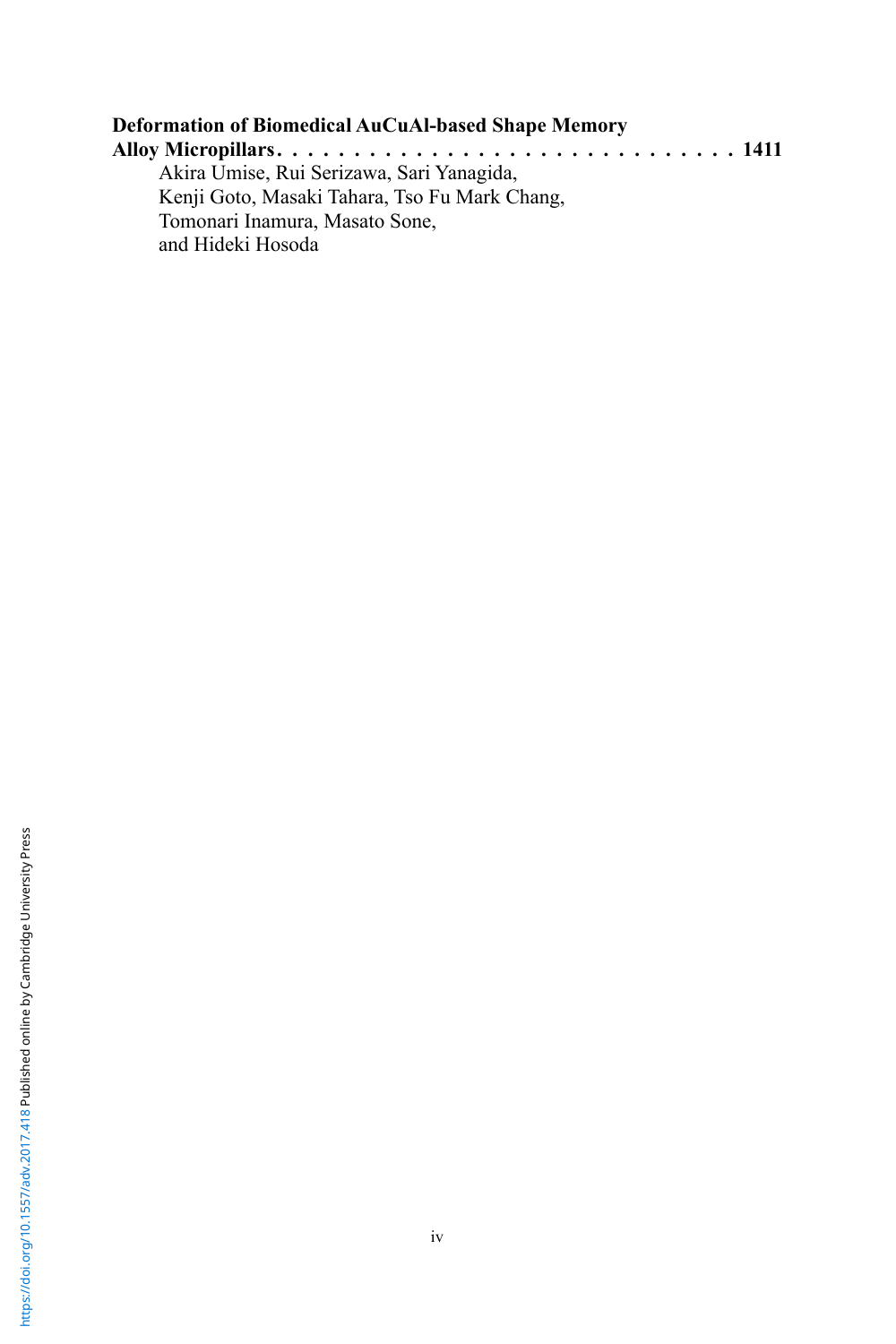**Deformation of Biomedical AuCuAl-based Shape Memory Alloy Micropillars . . . . . . . . . . . . . . . . . . . . . . . . . . . . . . 1411**

Akira Umise, Rui Serizawa, Sari Yanagida, Kenji Goto, Masaki Tahara, Tso Fu Mark Chang, Tomonari Inamura, Masato Sone, and Hideki Hosoda